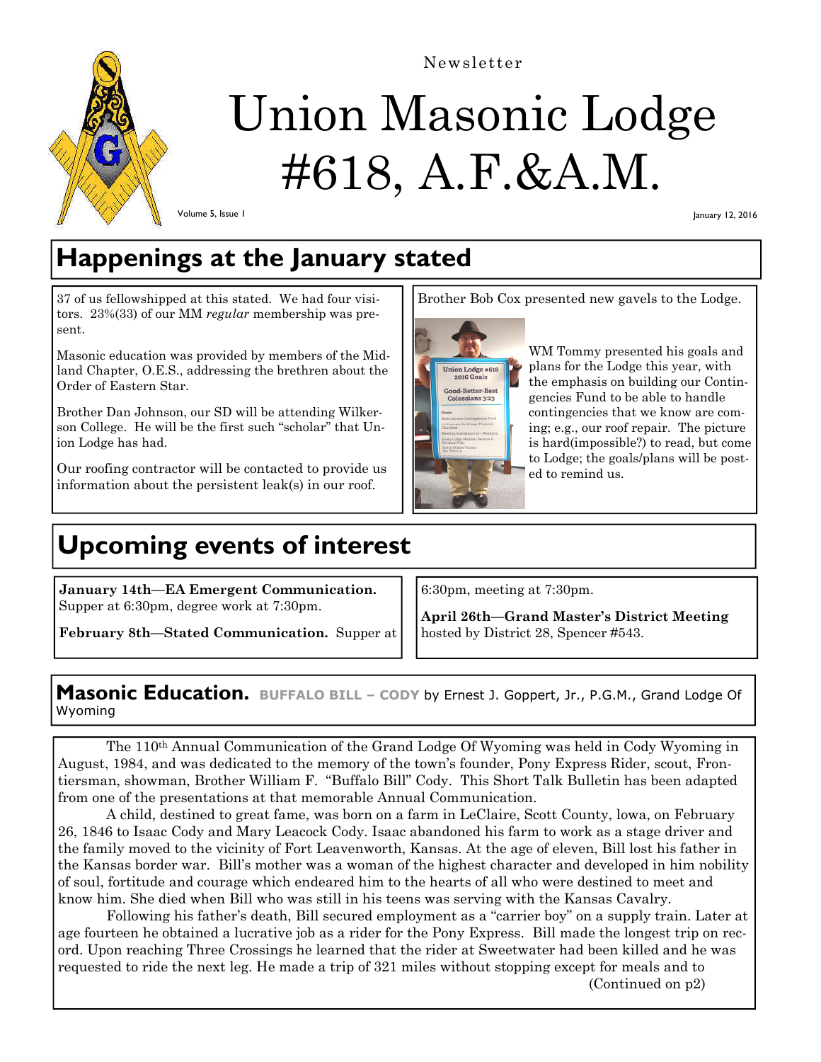Newsletter

# Union Masonic Lodge #618, A.F.&A.M.

Volume 5, Issue 1

January 12, 2016

## Happenings at the January stated

37 of us fellowshipped at this stated. We had four visitors. 23%(33) of our MM *regular* membership was present.

Masonic education was provided by members of the Midland Chapter, O.E.S., addressing the brethren about the Order of Eastern Star.

Brother Dan Johnson, our SD will be attending Wilkerson College. He will be the first such "scholar" that Union Lodge has had.

Our roofing contractor will be contacted to provide us information about the persistent leak(s) in our roof.

Brother Bob Cox presented new gavels to the Lodge.

WM Tommy presented his goals and plans for the Lodge this year, with the emphasis on building our Contingencies Fund to be able to handle contingencies that we know are coming; e.g., our roof repair. The picture is hard(impossible?) to read, but come to Lodge; the goals/plans will be posted to remind us.

## Upcoming events of interest

**January 14th—EA Emergent Communication.** Supper at 6:30pm, degree work at 7:30pm.

**February 8th—Stated Communication.** Supper at 6:30pm, meeting at 7:30pm.

**April 26th—Grand Master's District Meeting** hosted by District 28, Spencer #543.

## Masonic Education. BUFFALO BILL – CODY by Ernest J. Goppert, Jr., P.G.M., Grand Lodge Of Wyoming

The 110th Annual Communication of the Grand Lodge Of Wyoming was held in Cody Wyoming in August, 1984, and was dedicated to the memory of the town's founder, Pony Express Rider, scout, Frontiersman, showman, Brother William F. "Buffalo Bill" Cody. This Short Talk Bulletin has been adapted from one of the presentations at that memorable Annual Communication.

A child, destined to great fame, was born on a farm in LeClaire, Scott County, Iowa, on February 26, 1846 to Isaac Cody and Mary Leacock Cody. Isaac abandoned his farm to work as a stage driver and the family moved to the vicinity of Fort Leavenworth, Kansas. At the age of eleven, Bill lost his father in the Kansas border war. Bill's mother was a woman of the highest character and developed in him nobility of soul, fortitude and courage which endeared him to the hearts of all who were destined to meet and know him. She died when Bill who was still in his teens was serving with the Kansas Cavalry.

Following his father's death, Bill secured employment as a "carrier boy" on a supply train. Later at age fourteen he obtained a lucrative job as a rider for the Pony Express. Bill made the longest trip on record. Upon reaching Three Crossings he learned that the rider at Sweetwater had been killed and he was requested to ride the next leg. He made a trip of 321 miles without stopping except for meals and to

(Continued on p2)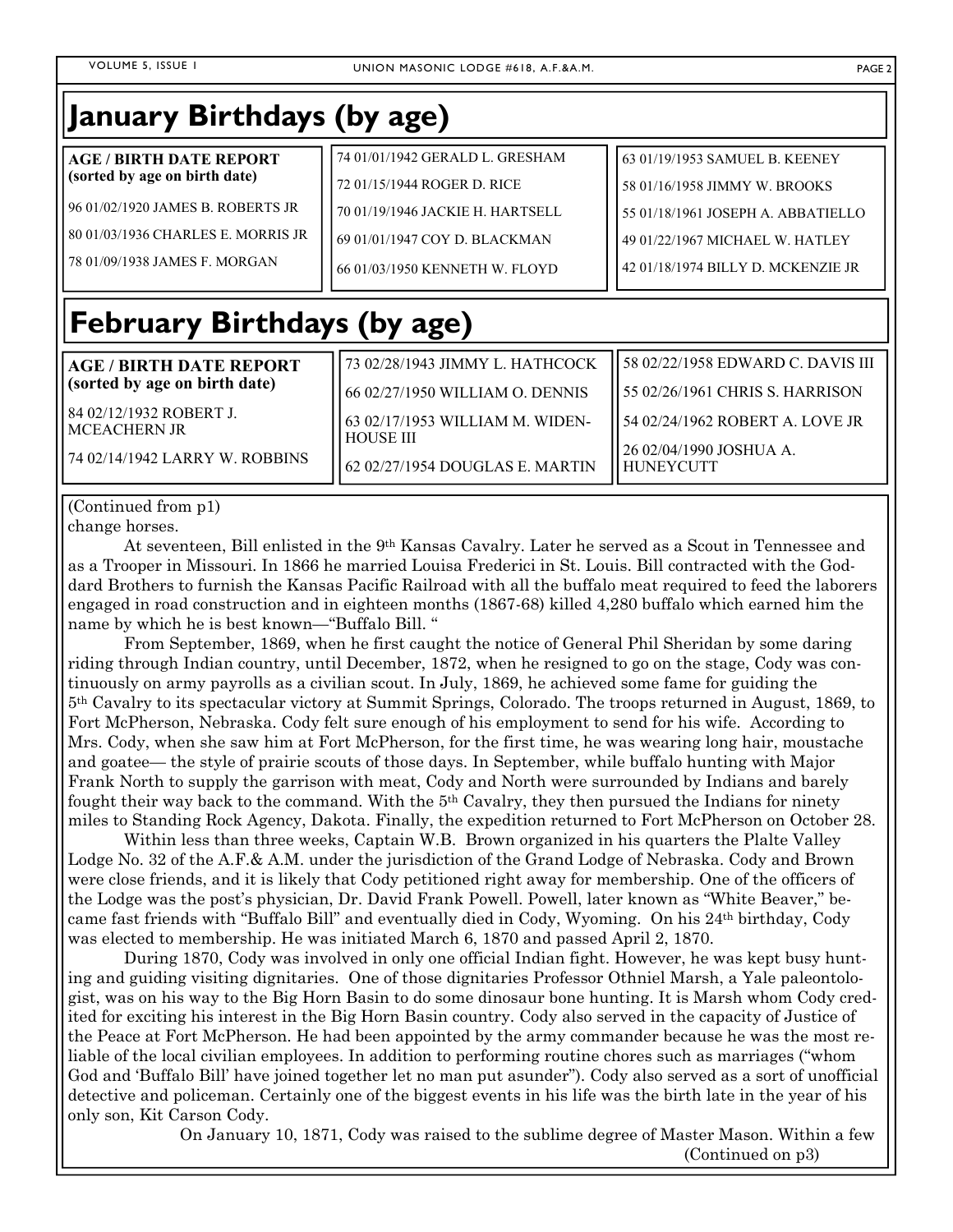# January Birthdays (by age)

**AGE / BIRTH DATE REPORT**
**(sorted by age on birth date)**

96 01/02/1920 JAMES B. ROBERTS JR

80 01/03/1936 CHARLES E. MORRIS JR

78 01/09/1938 JAMES F. MORGAN

74 01/01/1942 GERALD L. GRESHAM

72 01/15/1944 ROGER D. RICE

70 01/19/1946 JACKIE H. HARTSELL

69 01/01/1947 COY D. BLACKMAN

66 01/03/1950 KENNETH W. FLOYD

63 01/19/1953 SAMUEL B. KEENEY

58 01/16/1958 JIMMY W. BROOKS

55 01/18/1961 JOSEPH A. ABBATIELLO

49 01/22/1967 MICHAEL W. HATLEY

42 01/18/1974 BILLY D. MCKENZIE JR

# February Birthdays (by age)

**AGE / BIRTH DATE REPORT**
**(sorted by age on birth date)**

84 02/12/1932 ROBERT J. MCEACHERN JR

74 02/14/1942 LARRY W. ROBBINS

73 02/28/1943 JIMMY L. HATHCOCK

66 02/27/1950 WILLIAM O. DENNIS

63 02/17/1953 WILLIAM M. WIDEN-HOUSE III

62 02/27/1954 DOUGLAS E. MARTIN

58 02/22/1958 EDWARD C. DAVIS III

55 02/26/1961 CHRIS S. HARRISON

54 02/24/1962 ROBERT A. LOVE JR

26 02/04/1990 JOSHUA A. HUNEYCUTT

(Continued from p1)

change horses.

At seventeen, Bill enlisted in the 9th Kansas Cavalry. Later he served as a Scout in Tennessee and as a Trooper in Missouri. In 1866 he married Louisa Frederici in St. Louis. Bill contracted with the Goddard Brothers to furnish the Kansas Pacific Railroad with all the buffalo meat required to feed the laborers engaged in road construction and in eighteen months (1867-68) killed 4,280 buffalo which earned him the name by which he is best known—"Buffalo Bill. "

From September, 1869, when he first caught the notice of General Phil Sheridan by some daring riding through Indian country, until December, 1872, when he resigned to go on the stage, Cody was continuously on army payrolls as a civilian scout. In July, 1869, he achieved some fame for guiding the 5th Cavalry to its spectacular victory at Summit Springs, Colorado. The troops returned in August, 1869, to Fort McPherson, Nebraska. Cody felt sure enough of his employment to send for his wife. According to Mrs. Cody, when she saw him at Fort McPherson, for the first time, he was wearing long hair, moustache and goatee— the style of prairie scouts of those days. In September, while buffalo hunting with Major Frank North to supply the garrison with meat, Cody and North were surrounded by Indians and barely fought their way back to the command. With the 5th Cavalry, they then pursued the Indians for ninety miles to Standing Rock Agency, Dakota. Finally, the expedition returned to Fort McPherson on October 28.

Within less than three weeks, Captain W.B. Brown organized in his quarters the Plalte Valley Lodge No. 32 of the A.F.& A.M. under the jurisdiction of the Grand Lodge of Nebraska. Cody and Brown were close friends, and it is likely that Cody petitioned right away for membership. One of the officers of the Lodge was the post's physician, Dr. David Frank Powell. Powell, later known as "White Beaver," became fast friends with "Buffalo Bill" and eventually died in Cody, Wyoming. On his 24th birthday, Cody was elected to membership. He was initiated March 6, 1870 and passed April 2, 1870.

During 1870, Cody was involved in only one official Indian fight. However, he was kept busy hunting and guiding visiting dignitaries. One of those dignitaries Professor Othniel Marsh, a Yale paleontologist, was on his way to the Big Horn Basin to do some dinosaur bone hunting. It is Marsh whom Cody credited for exciting his interest in the Big Horn Basin country. Cody also served in the capacity of Justice of the Peace at Fort McPherson. He had been appointed by the army commander because he was the most reliable of the local civilian employees. In addition to performing routine chores such as marriages ("whom God and 'Buffalo Bill' have joined together let no man put asunder"). Cody also served as a sort of unofficial detective and policeman. Certainly one of the biggest events in his life was the birth late in the year of his only son, Kit Carson Cody.

On January 10, 1871, Cody was raised to the sublime degree of Master Mason. Within a few

(Continued on p3)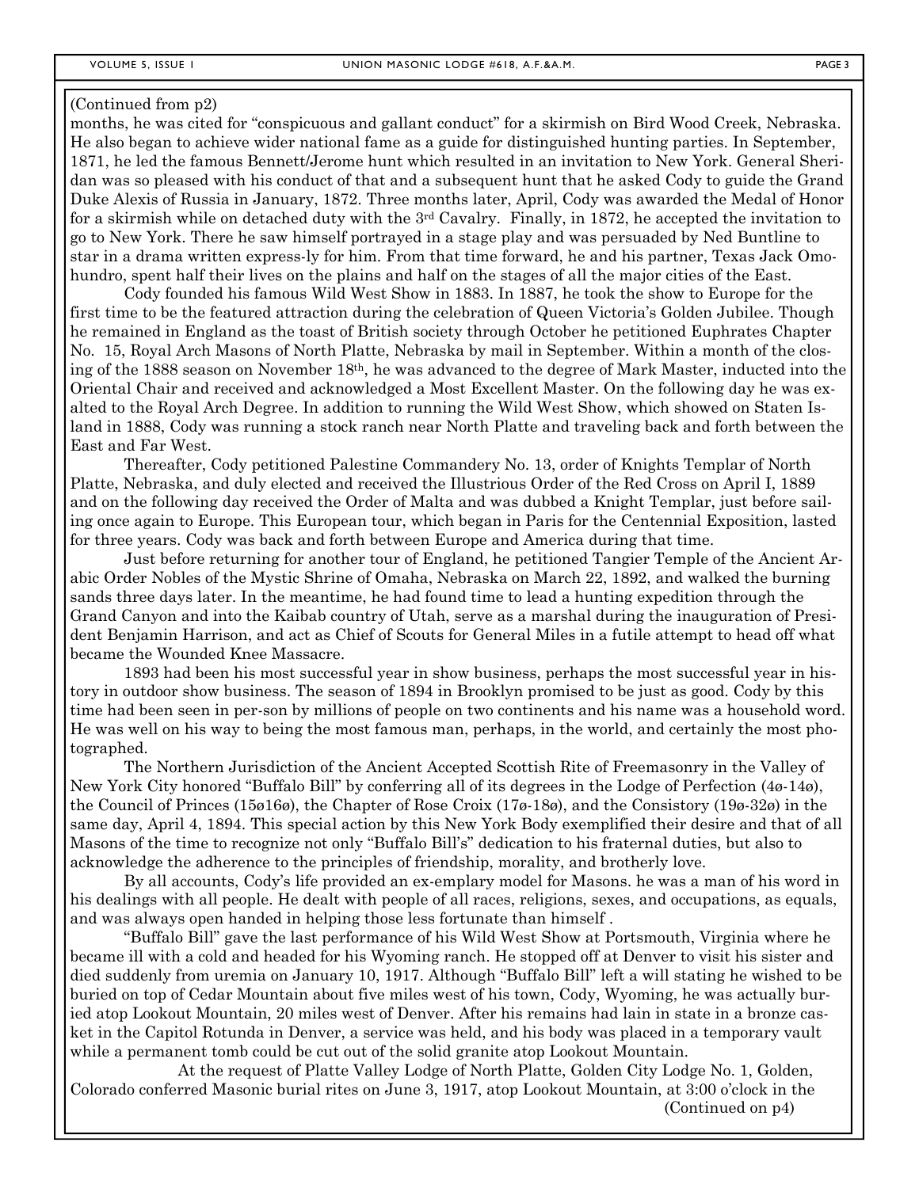(Continued from p2)

months, he was cited for "conspicuous and gallant conduct" for a skirmish on Bird Wood Creek, Nebraska. He also began to achieve wider national fame as a guide for distinguished hunting parties. In September, 1871, he led the famous Bennett/Jerome hunt which resulted in an invitation to New York. General Sheridan was so pleased with his conduct of that and a subsequent hunt that he asked Cody to guide the Grand Duke Alexis of Russia in January, 1872. Three months later, April, Cody was awarded the Medal of Honor for a skirmish while on detached duty with the 3rd Cavalry. Finally, in 1872, he accepted the invitation to go to New York. There he saw himself portrayed in a stage play and was persuaded by Ned Buntline to star in a drama written express-ly for him. From that time forward, he and his partner, Texas Jack Omohundro, spent half their lives on the plains and half on the stages of all the major cities of the East.

Cody founded his famous Wild West Show in 1883. In 1887, he took the show to Europe for the first time to be the featured attraction during the celebration of Queen Victoria's Golden Jubilee. Though he remained in England as the toast of British society through October he petitioned Euphrates Chapter No. 15, Royal Arch Masons of North Platte, Nebraska by mail in September. Within a month of the closing of the 1888 season on November 18th, he was advanced to the degree of Mark Master, inducted into the Oriental Chair and received and acknowledged a Most Excellent Master. On the following day he was exalted to the Royal Arch Degree. In addition to running the Wild West Show, which showed on Staten Island in 1888, Cody was running a stock ranch near North Platte and traveling back and forth between the East and Far West.

Thereafter, Cody petitioned Palestine Commandery No. 13, order of Knights Templar of North Platte, Nebraska, and duly elected and received the Illustrious Order of the Red Cross on April I, 1889 and on the following day received the Order of Malta and was dubbed a Knight Templar, just before sailing once again to Europe. This European tour, which began in Paris for the Centennial Exposition, lasted for three years. Cody was back and forth between Europe and America during that time.

Just before returning for another tour of England, he petitioned Tangier Temple of the Ancient Arabic Order Nobles of the Mystic Shrine of Omaha, Nebraska on March 22, 1892, and walked the burning sands three days later. In the meantime, he had found time to lead a hunting expedition through the Grand Canyon and into the Kaibab country of Utah, serve as a marshal during the inauguration of President Benjamin Harrison, and act as Chief of Scouts for General Miles in a futile attempt to head off what became the Wounded Knee Massacre.

1893 had been his most successful year in show business, perhaps the most successful year in history in outdoor show business. The season of 1894 in Brooklyn promised to be just as good. Cody by this time had been seen in per-son by millions of people on two continents and his name was a household word. He was well on his way to being the most famous man, perhaps, in the world, and certainly the most photographed.

The Northern Jurisdiction of the Ancient Accepted Scottish Rite of Freemasonry in the Valley of New York City honored "Buffalo Bill" by conferring all of its degrees in the Lodge of Perfection (4ø-14ø), the Council of Princes (15ø16ø), the Chapter of Rose Croix (17ø-18ø), and the Consistory (19ø-32ø) in the same day, April 4, 1894. This special action by this New York Body exemplified their desire and that of all Masons of the time to recognize not only "Buffalo Bill's" dedication to his fraternal duties, but also to acknowledge the adherence to the principles of friendship, morality, and brotherly love.

By all accounts, Cody's life provided an ex-emplary model for Masons. he was a man of his word in his dealings with all people. He dealt with people of all races, religions, sexes, and occupations, as equals, and was always open handed in helping those less fortunate than himself .

"Buffalo Bill" gave the last performance of his Wild West Show at Portsmouth, Virginia where he became ill with a cold and headed for his Wyoming ranch. He stopped off at Denver to visit his sister and died suddenly from uremia on January 10, 1917. Although "Buffalo Bill" left a will stating he wished to be buried on top of Cedar Mountain about five miles west of his town, Cody, Wyoming, he was actually buried atop Lookout Mountain, 20 miles west of Denver. After his remains had lain in state in a bronze casket in the Capitol Rotunda in Denver, a service was held, and his body was placed in a temporary vault while a permanent tomb could be cut out of the solid granite atop Lookout Mountain.

At the request of Platte Valley Lodge of North Platte, Golden City Lodge No. 1, Golden, Colorado conferred Masonic burial rites on June 3, 1917, atop Lookout Mountain, at 3:00 o'clock in the

(Continued on p4)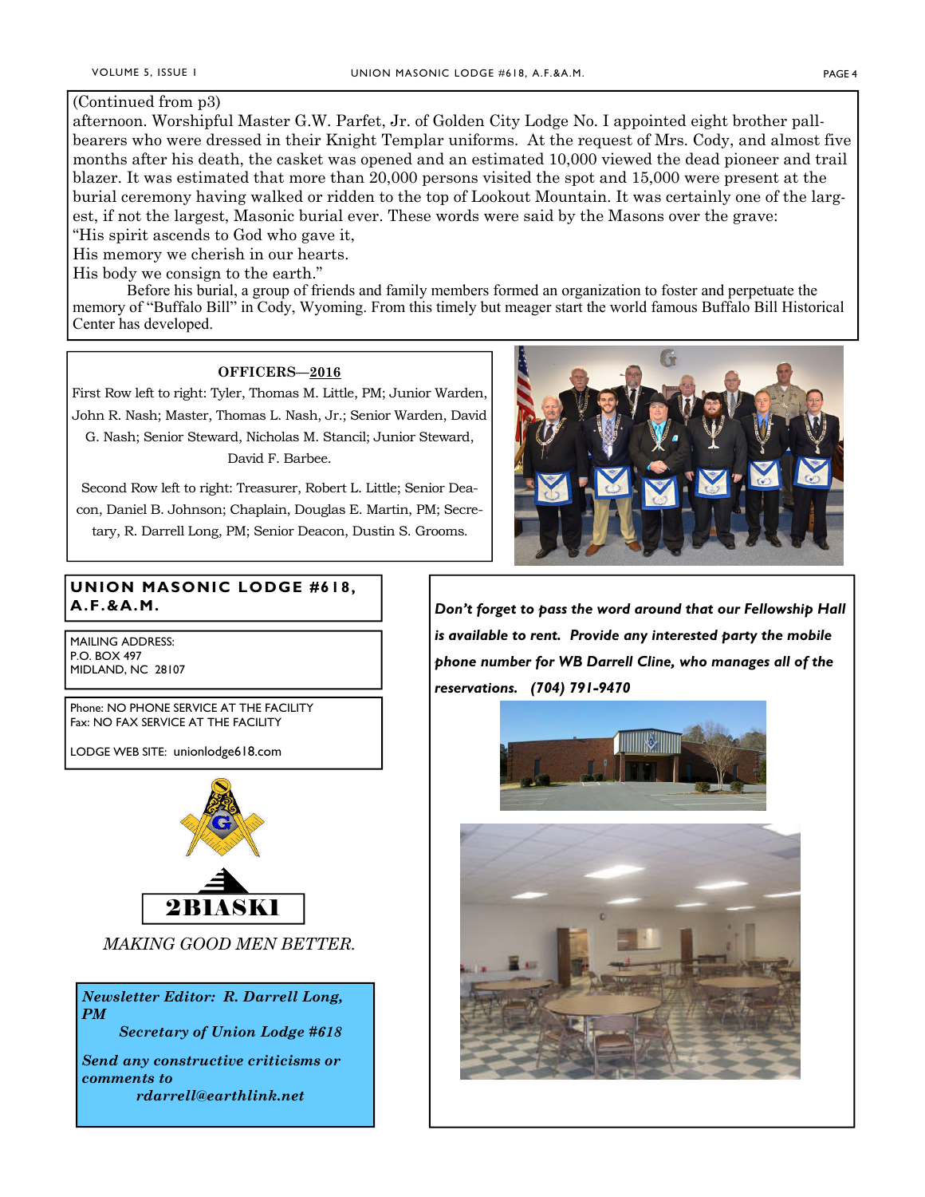(Continued from p3)

afternoon. Worshipful Master G.W. Parfet, Jr. of Golden City Lodge No. I appointed eight brother pall-bearers who were dressed in their Knight Templar uniforms. At the request of Mrs. Cody, and almost five months after his death, the casket was opened and an estimated 10,000 viewed the dead pioneer and trail blazer. It was estimated that more than 20,000 persons visited the spot and 15,000 were present at the burial ceremony having walked or ridden to the top of Lookout Mountain. It was certainly one of the largest, if not the largest, Masonic burial ever. These words were said by the Masons over the grave:

"His spirit ascends to God who gave it,
His memory we cherish in our hearts.
His body we consign to the earth."

Before his burial, a group of friends and family members formed an organization to foster and perpetuate the memory of "Buffalo Bill" in Cody, Wyoming. From this timely but meager start the world famous Buffalo Bill Historical Center has developed.

**OFFICERS—2016**

First Row left to right: Tyler, Thomas M. Little, PM; Junior Warden, John R. Nash; Master, Thomas L. Nash, Jr.; Senior Warden, David G. Nash; Senior Steward, Nicholas M. Stancil; Junior Steward, David F. Barbee.

Second Row left to right: Treasurer, Robert L. Little; Senior Deacon, Daniel B. Johnson; Chaplain, Douglas E. Martin, PM; Secretary, R. Darrell Long, PM; Senior Deacon, Dustin S. Grooms.

## UNION MASONIC LODGE #618, A.F.&A.M.

MAILING ADDRESS:
P.O. BOX 497
MIDLAND, NC 28107

Phone: NO PHONE SERVICE AT THE FACILITY
Fax: NO FAX SERVICE AT THE FACILITY

LODGE WEB SITE: unionlodge618.com

2B1ASK1

*MAKING GOOD MEN BETTER.*

***Newsletter Editor: R. Darrell Long, PM***
***Secretary of Union Lodge #618***

***Send any constructive criticisms or comments to rdarrell@earthlink.net***

***Don't forget to pass the word around that our Fellowship Hall is available to rent. Provide any interested party the mobile phone number for WB Darrell Cline, who manages all of the reservations. (704) 791-9470***